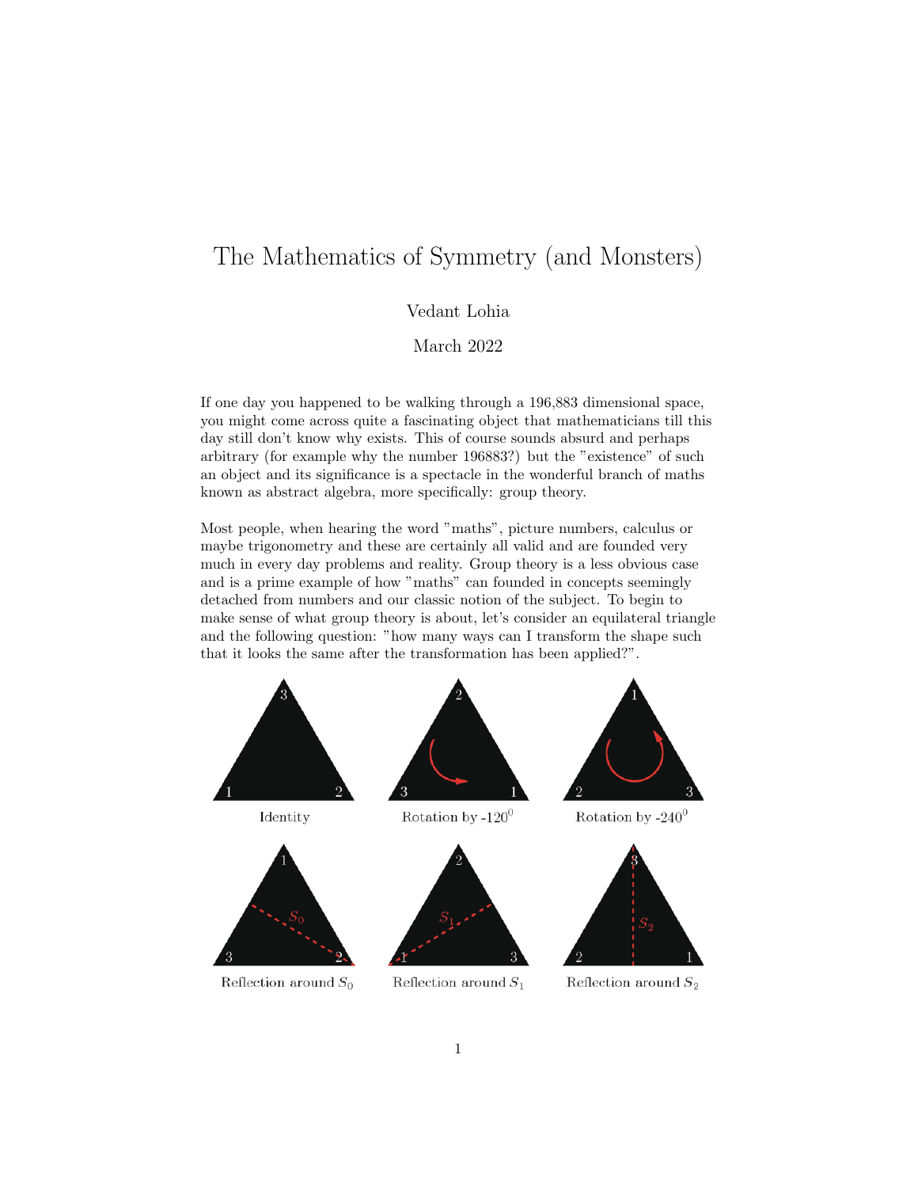# The Mathematics of Symmetry (and Monsters)

Vedant Lohia

March 2022

If one day you happened to be walking through a 196,883 dimensional space, you might come across quite a fascinating object that mathematicians till this day still don't know why exists. This of course sounds absurd and perhaps arbitrary (for example why the number 196883?) but the "existence" of such an object and its significance is a spectacle in the wonderful branch of maths known as abstract algebra, more specifically: group theory.

Most people, when hearing the word "maths", picture numbers, calculus or maybe trigonometry and these are certainly all valid and are founded very much in every day problems and reality. Group theory is a less obvious case and is a prime example of how "maths" can founded in concepts seemingly detached from numbers and our classic notion of the subject. To begin to make sense of what group theory is about, let's consider an equilateral triangle and the following question: "how many ways can I transform the shape such that it looks the same after the transformation has been applied?".

Identity

Rotation by $-120^0$

Rotation by $-240^0$

Reflection around $S_0$

Reflection around $S_1$

Reflection around $S_2$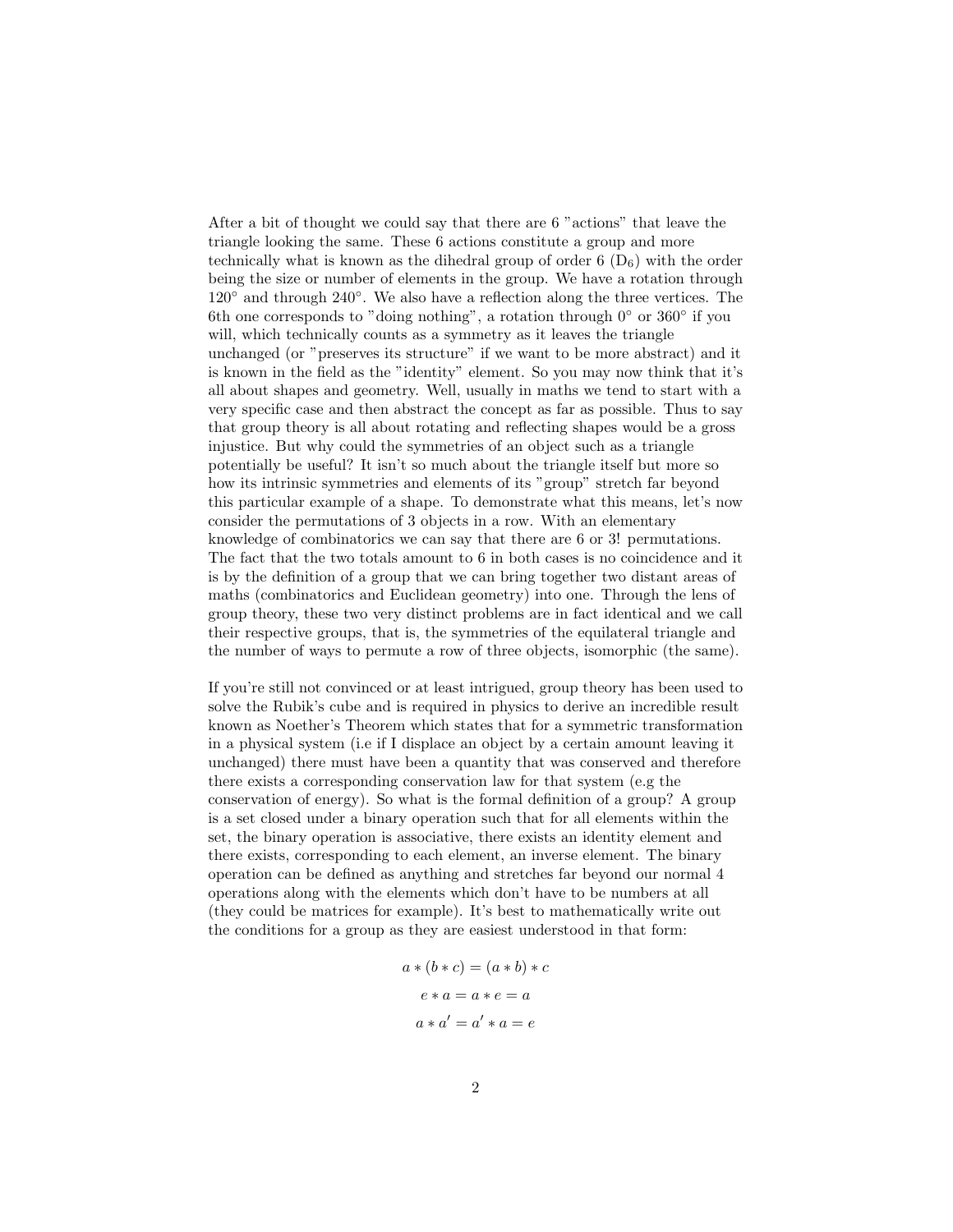After a bit of thought we could say that there are 6 "actions" that leave the triangle looking the same. These 6 actions constitute a group and more technically what is known as the dihedral group of order 6 ($D_6$) with the order being the size or number of elements in the group. We have a rotation through $120^\circ$ and through $240^\circ$. We also have a reflection along the three vertices. The 6th one corresponds to "doing nothing", a rotation through $0^\circ$ or $360^\circ$ if you will, which technically counts as a symmetry as it leaves the triangle unchanged (or "preserves its structure" if we want to be more abstract) and it is known in the field as the "identity" element. So you may now think that it's all about shapes and geometry. Well, usually in maths we tend to start with a very specific case and then abstract the concept as far as possible. Thus to say that group theory is all about rotating and reflecting shapes would be a gross injustice. But why could the symmetries of an object such as a triangle potentially be useful? It isn't so much about the triangle itself but more so how its intrinsic symmetries and elements of its "group" stretch far beyond this particular example of a shape. To demonstrate what this means, let's now consider the permutations of 3 objects in a row. With an elementary knowledge of combinatorics we can say that there are 6 or 3! permutations. The fact that the two totals amount to 6 in both cases is no coincidence and it is by the definition of a group that we can bring together two distant areas of maths (combinatorics and Euclidean geometry) into one. Through the lens of group theory, these two very distinct problems are in fact identical and we call their respective groups, that is, the symmetries of the equilateral triangle and the number of ways to permute a row of three objects, isomorphic (the same).

If you're still not convinced or at least intrigued, group theory has been used to solve the Rubik's cube and is required in physics to derive an incredible result known as Noether's Theorem which states that for a symmetric transformation in a physical system (i.e if I displace an object by a certain amount leaving it unchanged) there must have been a quantity that was conserved and therefore there exists a corresponding conservation law for that system (e.g the conservation of energy). So what is the formal definition of a group? A group is a set closed under a binary operation such that for all elements within the set, the binary operation is associative, there exists an identity element and there exists, corresponding to each element, an inverse element. The binary operation can be defined as anything and stretches far beyond our normal 4 operations along with the elements which don't have to be numbers at all (they could be matrices for example). It's best to mathematically write out the conditions for a group as they are easiest understood in that form:

$$a * (b * c) = (a * b) * c$$

$$e * a = a * e = a$$

$$a * a' = a' * a = e$$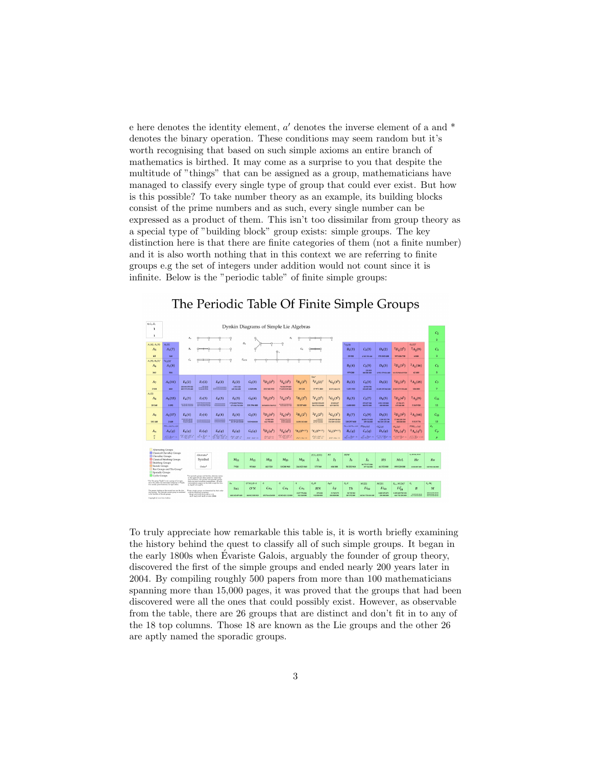e here denotes the identity element, $a'$ denotes the inverse element of a and $*$ denotes the binary operation. These conditions may seem random but it's worth recognising that based on such simple axioms an entire branch of mathematics is birthed. It may come as a surprise to you that despite the multitude of "things" that can be assigned as a group, mathematicians have managed to classify every single type of group that could ever exist. But how is this possible? To take number theory as an example, its building blocks consist of the prime numbers and as such, every single number can be expressed as a product of them. This isn't too dissimilar from group theory as a special type of "building block" group exists: simple groups. The key distinction here is that there are finite categories of them (not a finite number) and it is also worth nothing that in this context we are referring to finite groups e.g the set of integers under addition would not count since it is infinite. Below is the "periodic table" of finite simple groups:

To truly appreciate how remarkable this table is, it is worth briefly examining the history behind the quest to classify all of such simple groups. It began in the early 1800s when Évariste Galois, arguably the founder of group theory, discovered the first of the simple groups and ended nearly 200 years later in 2004. By compiling roughly 500 papers from more than 100 mathematicians spanning more than 15,000 pages, it was proved that the groups that had been discovered were all the ones that could possibly exist. However, as observable from the table, there are 26 groups that are distinct and don't fit in to any of the 18 top columns. Those 18 are known as the Lie groups and the other 26 are aptly named the sporadic groups.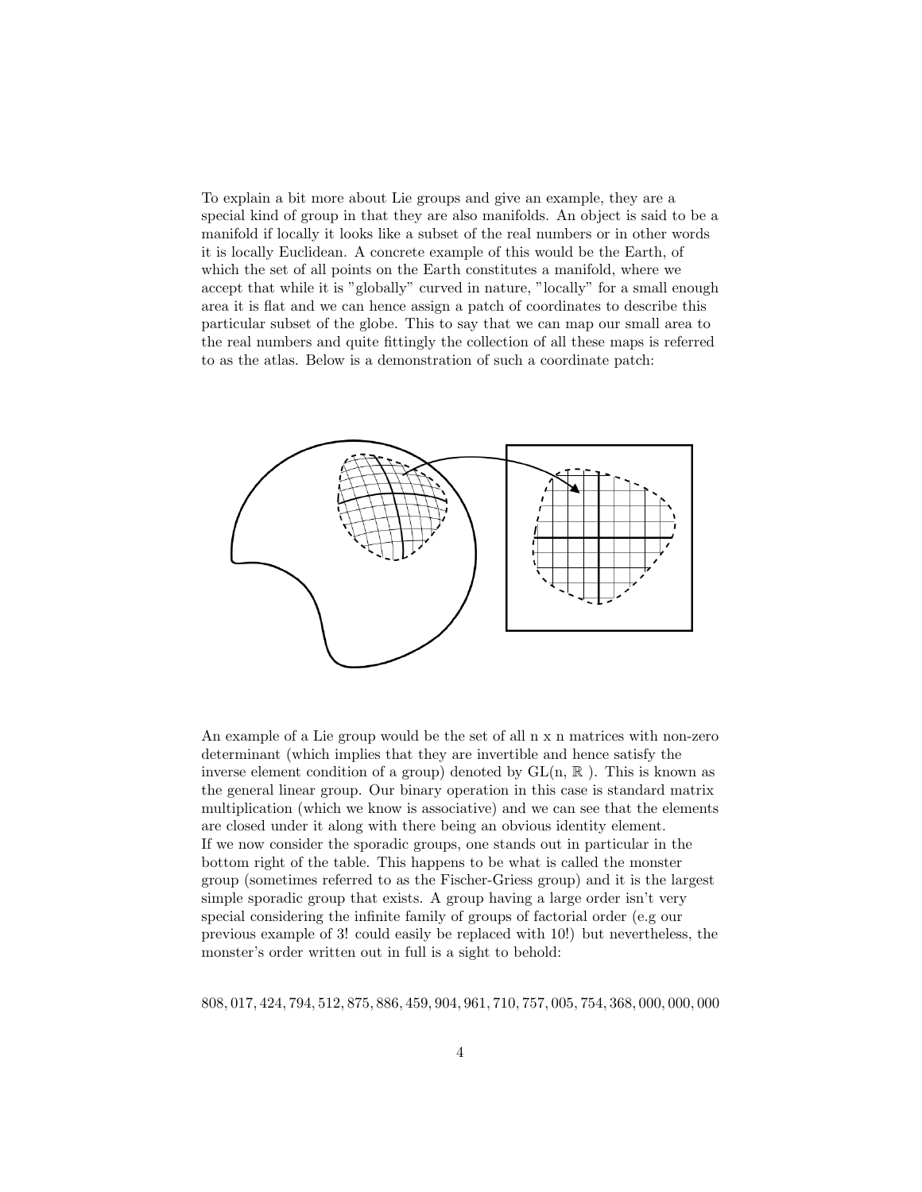To explain a bit more about Lie groups and give an example, they are a special kind of group in that they are also manifolds. An object is said to be a manifold if locally it looks like a subset of the real numbers or in other words it is locally Euclidean. A concrete example of this would be the Earth, of which the set of all points on the Earth constitutes a manifold, where we accept that while it is "globally" curved in nature, "locally" for a small enough area it is flat and we can hence assign a patch of coordinates to describe this particular subset of the globe. This to say that we can map our small area to the real numbers and quite fittingly the collection of all these maps is referred to as the atlas. Below is a demonstration of such a coordinate patch:

An example of a Lie group would be the set of all n x n matrices with non-zero determinant (which implies that they are invertible and hence satisfy the inverse element condition of a group) denoted by GL(n, $\mathbb{R}$ ). This is known as the general linear group. Our binary operation in this case is standard matrix multiplication (which we know is associative) and we can see that the elements are closed under it along with there being an obvious identity element.
If we now consider the sporadic groups, one stands out in particular in the bottom right of the table. This happens to be what is called the monster group (sometimes referred to as the Fischer-Griess group) and it is the largest simple sporadic group that exists. A group having a large order isn't very special considering the infinite family of groups of factorial order (e.g our previous example of 3! could easily be replaced with 10!) but nevertheless, the monster's order written out in full is a sight to behold:

$$808,017,424,794,512,875,886,459,904,961,710,757,005,754,368,000,000,000$$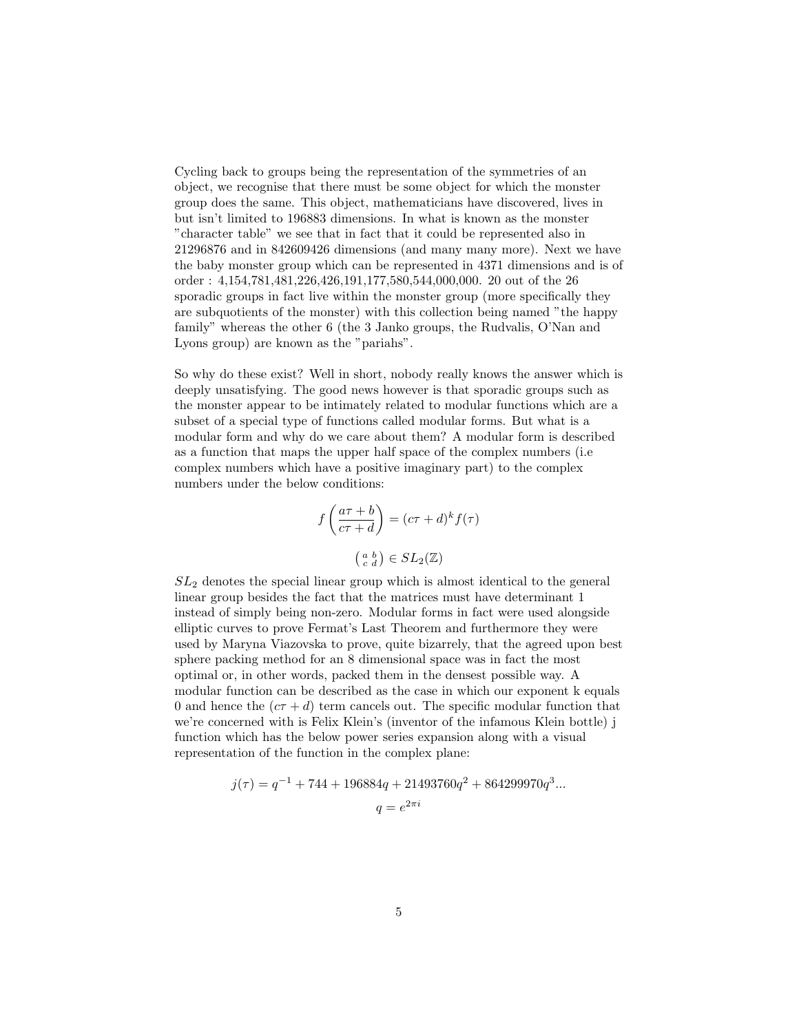Cycling back to groups being the representation of the symmetries of an object, we recognise that there must be some object for which the monster group does the same. This object, mathematicians have discovered, lives in but isn't limited to 196883 dimensions. In what is known as the monster "character table" we see that in fact that it could be represented also in 21296876 and in 842609426 dimensions (and many many more). Next we have the baby monster group which can be represented in 4371 dimensions and is of order : 4,154,781,481,226,426,191,177,580,544,000,000. 20 out of the 26 sporadic groups in fact live within the monster group (more specifically they are subquotients of the monster) with this collection being named "the happy family" whereas the other 6 (the 3 Janko groups, the Rudvalis, O'Nan and Lyons group) are known as the "pariahs".

So why do these exist? Well in short, nobody really knows the answer which is deeply unsatisfying. The good news however is that sporadic groups such as the monster appear to be intimately related to modular functions which are a subset of a special type of functions called modular forms. But what is a modular form and why do we care about them? A modular form is described as a function that maps the upper half space of the complex numbers (i.e complex numbers which have a positive imaginary part) to the complex numbers under the below conditions:

$$f\left(\frac{a\tau + b}{c\tau + d}\right) = (c\tau + d)^k f(\tau)$$

$$\left(\begin{smallmatrix} a & b \\ c & d \end{smallmatrix}\right) \in SL_2(\mathbb{Z})$$

$SL_2$ denotes the special linear group which is almost identical to the general linear group besides the fact that the matrices must have determinant 1 instead of simply being non-zero. Modular forms in fact were used alongside elliptic curves to prove Fermat's Last Theorem and furthermore they were used by Maryna Viazovska to prove, quite bizarrely, that the agreed upon best sphere packing method for an 8 dimensional space was in fact the most optimal or, in other words, packed them in the densest possible way. A modular function can be described as the case in which our exponent k equals 0 and hence the $(c\tau + d)$ term cancels out. The specific modular function that we're concerned with is Felix Klein's (inventor of the infamous Klein bottle) j function which has the below power series expansion along with a visual representation of the function in the complex plane:

$$j(\tau) = q^{-1} + 744 + 196884q + 21493760q^2 + 864299970q^3 ...$$

$$q = e^{2\pi i}$$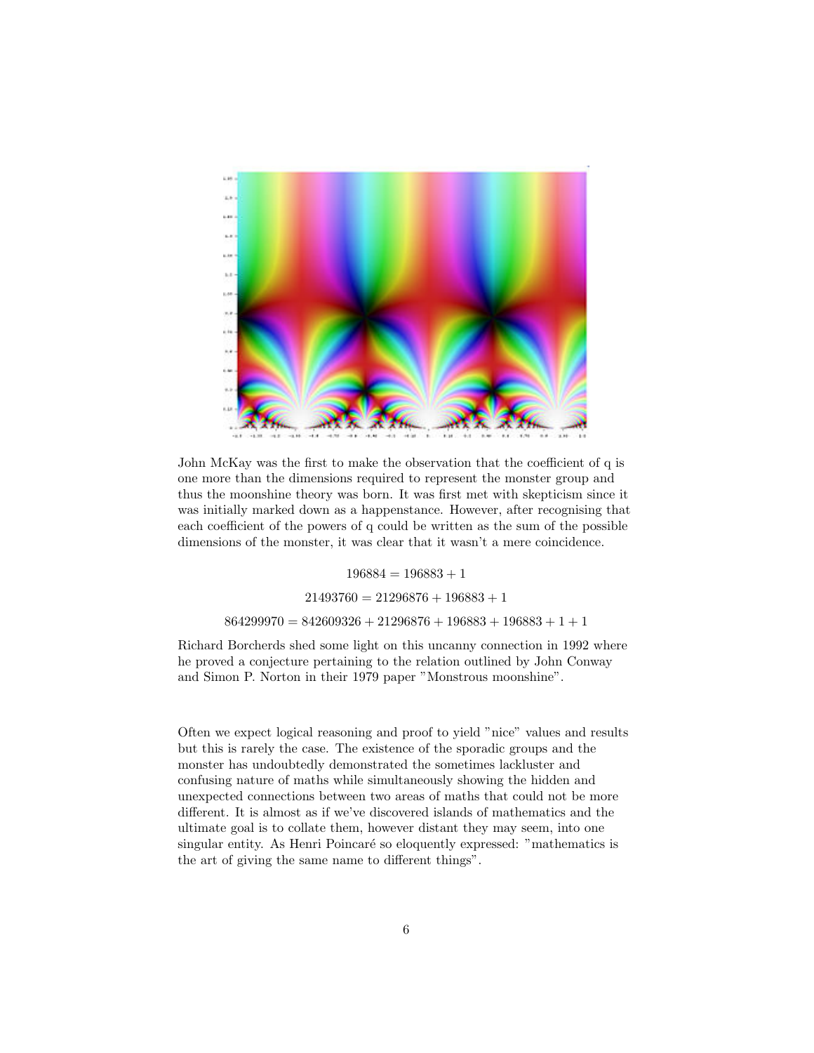John McKay was the first to make the observation that the coefficient of q is one more than the dimensions required to represent the monster group and thus the moonshine theory was born. It was first met with skepticism since it was initially marked down as a happenstance. However, after recognising that each coefficient of the powers of q could be written as the sum of the possible dimensions of the monster, it was clear that it wasn't a mere coincidence.

$$196884 = 196883 + 1$$

$$21493760 = 21296876 + 196883 + 1$$

$$864299970 = 842609326 + 21296876 + 196883 + 196883 + 1 + 1$$

Richard Borcherds shed some light on this uncanny connection in 1992 where he proved a conjecture pertaining to the relation outlined by John Conway and Simon P. Norton in their 1979 paper "Monstrous moonshine".

Often we expect logical reasoning and proof to yield "nice" values and results but this is rarely the case. The existence of the sporadic groups and the monster has undoubtedly demonstrated the sometimes lackluster and confusing nature of maths while simultaneously showing the hidden and unexpected connections between two areas of maths that could not be more different. It is almost as if we've discovered islands of mathematics and the ultimate goal is to collate them, however distant they may seem, into one singular entity. As Henri Poincaré so eloquently expressed: "mathematics is the art of giving the same name to different things".